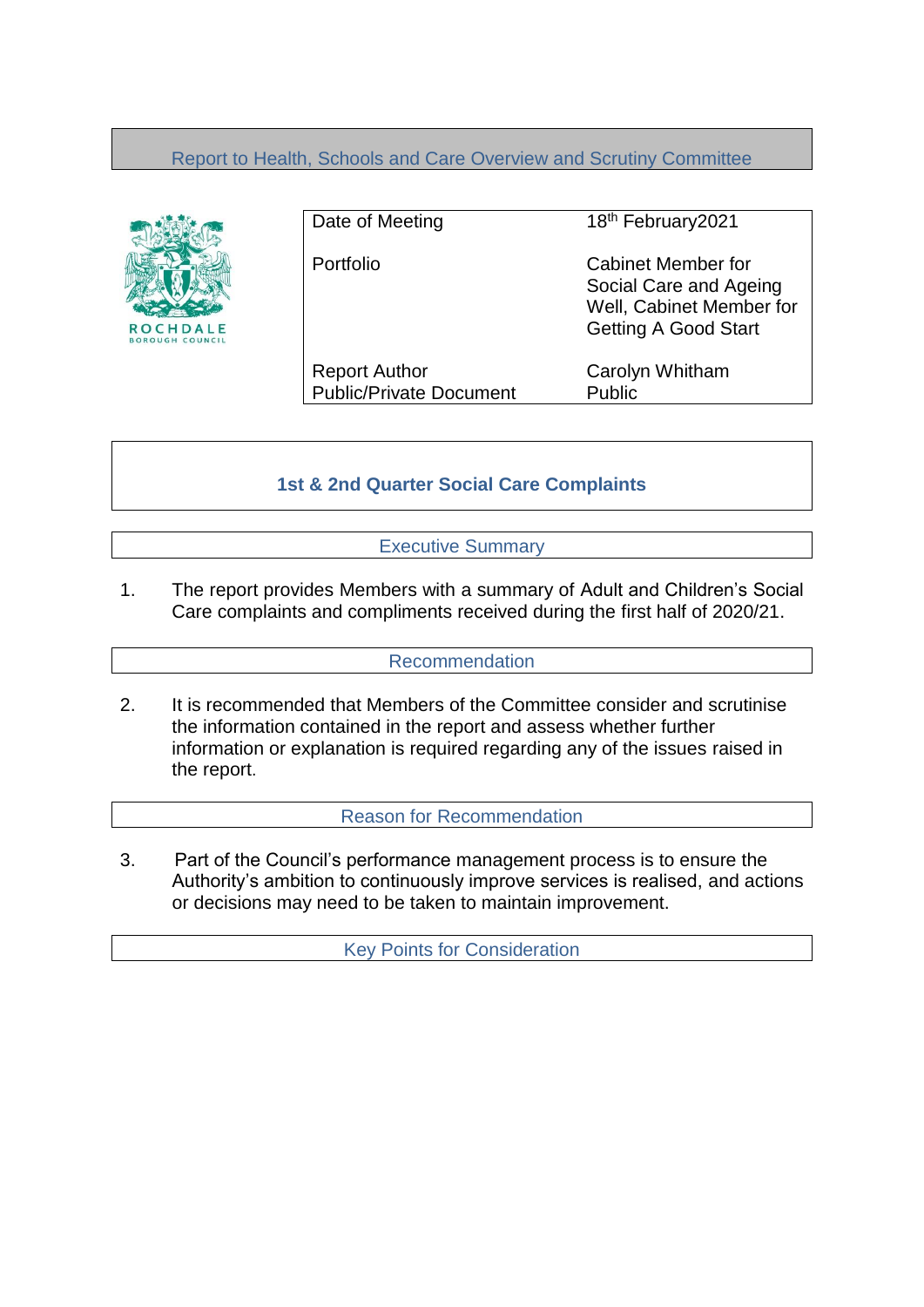Report to Health, Schools and Care Overview and Scrutiny Committee

| Date of Meeting | 18th February2021 |
|---|---|
| Portfolio | Cabinet Member for Social Care and Ageing Well, Cabinet Member for Getting A Good Start |
| Report Author | Carolyn Whitham |
| Public/Private Document | Public |

# 1st & 2nd Quarter Social Care Complaints

## Executive Summary

1. The report provides Members with a summary of Adult and Children's Social Care complaints and compliments received during the first half of 2020/21.

## Recommendation

2. It is recommended that Members of the Committee consider and scrutinise the information contained in the report and assess whether further information or explanation is required regarding any of the issues raised in the report.

## Reason for Recommendation

3. Part of the Council's performance management process is to ensure the Authority's ambition to continuously improve services is realised, and actions or decisions may need to be taken to maintain improvement.

## Key Points for Consideration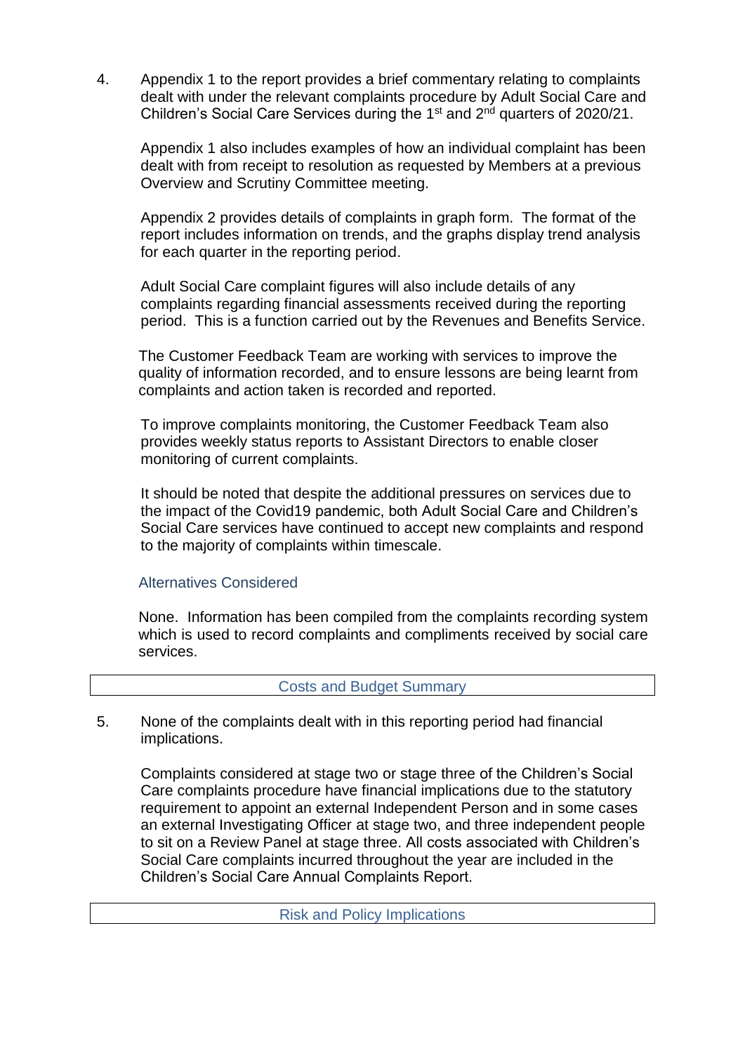4. Appendix 1 to the report provides a brief commentary relating to complaints dealt with under the relevant complaints procedure by Adult Social Care and Children's Social Care Services during the 1st and 2nd quarters of 2020/21.

   Appendix 1 also includes examples of how an individual complaint has been dealt with from receipt to resolution as requested by Members at a previous Overview and Scrutiny Committee meeting.

   Appendix 2 provides details of complaints in graph form. The format of the report includes information on trends, and the graphs display trend analysis for each quarter in the reporting period.

   Adult Social Care complaint figures will also include details of any complaints regarding financial assessments received during the reporting period. This is a function carried out by the Revenues and Benefits Service.

   The Customer Feedback Team are working with services to improve the quality of information recorded, and to ensure lessons are being learnt from complaints and action taken is recorded and reported.

   To improve complaints monitoring, the Customer Feedback Team also provides weekly status reports to Assistant Directors to enable closer monitoring of current complaints.

   It should be noted that despite the additional pressures on services due to the impact of the Covid19 pandemic, both Adult Social Care and Children's Social Care services have continued to accept new complaints and respond to the majority of complaints within timescale.

### Alternatives Considered

None. Information has been compiled from the complaints recording system which is used to record complaints and compliments received by social care services.

## Costs and Budget Summary

5. None of the complaints dealt with in this reporting period had financial implications.

   Complaints considered at stage two or stage three of the Children's Social Care complaints procedure have financial implications due to the statutory requirement to appoint an external Independent Person and in some cases an external Investigating Officer at stage two, and three independent people to sit on a Review Panel at stage three. All costs associated with Children's Social Care complaints incurred throughout the year are included in the Children's Social Care Annual Complaints Report.

## Risk and Policy Implications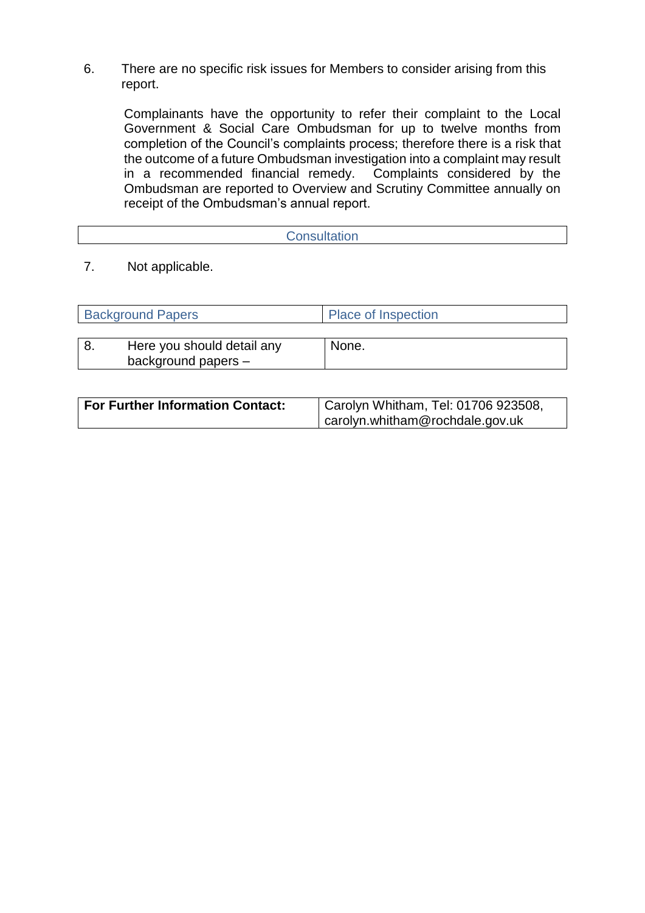6. There are no specific risk issues for Members to consider arising from this report.

   Complainants have the opportunity to refer their complaint to the Local Government & Social Care Ombudsman for up to twelve months from completion of the Council's complaints process; therefore there is a risk that the outcome of a future Ombudsman investigation into a complaint may result in a recommended financial remedy. Complaints considered by the Ombudsman are reported to Overview and Scrutiny Committee annually on receipt of the Ombudsman's annual report.

## Consultation

7. Not applicable.

| Background Papers | Place of Inspection |
|---|---|
| 8. Here you should detail any background papers – | None. |

| For Further Information Contact: | Carolyn Whitham, Tel: 01706 923508, carolyn.whitham@rochdale.gov.uk |
|---|---|